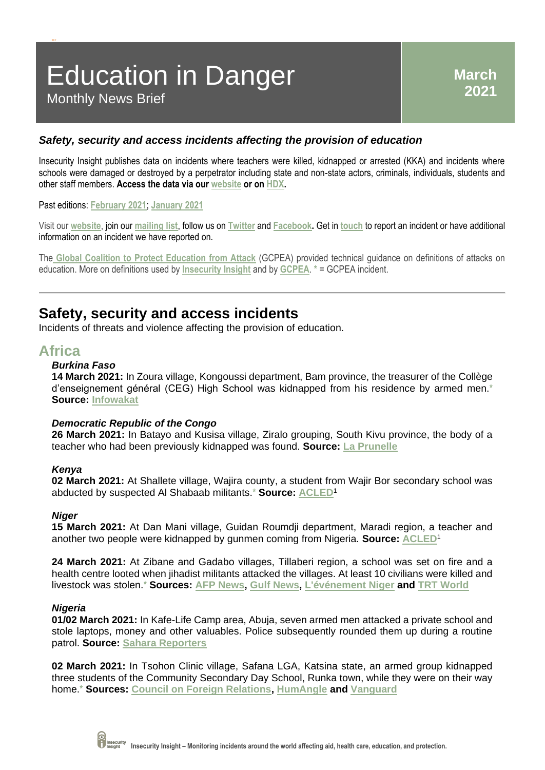# Education in Danger

Monthly News Brief

**March 2021**

### *Safety, security and access incidents affecting the provision of education*

Insecurity Insight publishes data on incidents where teachers were killed, kidnapped or arrested (KKA) and incidents where schools were damaged or destroyed by a perpetrator including state and non-state actors, criminals, individuals, students and other staff members. **Access the data via our website or on HDX.**

Past editions: February 2021; January 2021

Visit our website, join our mailing list, follow us on Twitter and Facebook**.** Get in touch to report an incident or have additional information on an incident we have reported on.

The Global Coalition to Protect Education from Attack (GCPEA) provided technical guidance on definitions of attacks on education. More on definitions used by Insecurity Insight and by GCPEA. * = GCPEA incident.

---

## Safety, security and access incidents

Incidents of threats and violence affecting the provision of education.

## Africa

### *Burkina Faso*

**14 March 2021:** In Zoura village, Kongoussi department, Bam province, the treasurer of the Collège d'enseignement général (CEG) High School was kidnapped from his residence by armed men.* **Source:** Infowakat

### *Democratic Republic of the Congo*

**26 March 2021:** In Batayo and Kusisa village, Ziralo grouping, South Kivu province, the body of a teacher who had been previously kidnapped was found. **Source:** La Prunelle

### *Kenya*

**02 March 2021:** At Shallete village, Wajira county, a student from Wajir Bor secondary school was abducted by suspected Al Shabaab militants.* **Source:** ACLED[1]

### *Niger*

**15 March 2021:** At Dan Mani village, Guidan Roumdji department, Maradi region, a teacher and another two people were kidnapped by gunmen coming from Nigeria. **Source:** ACLED[1]

**24 March 2021:** At Zibane and Gadabo villages, Tillaberi region, a school was set on fire and a health centre looted when jihadist militants attacked the villages. At least 10 civilians were killed and livestock was stolen.* **Sources:** AFP News**,** Gulf News**,** L'événement Niger **and** TRT World

### *Nigeria*

**01/02 March 2021:** In Kafe-Life Camp area, Abuja, seven armed men attacked a private school and stole laptops, money and other valuables. Police subsequently rounded them up during a routine patrol. **Source:** Sahara Reporters

**02 March 2021:** In Tsohon Clinic village, Safana LGA, Katsina state, an armed group kidnapped three students of the Community Secondary Day School, Runka town, while they were on their way home.* **Sources:** Council on Foreign Relations**,** HumAngle **and** Vanguard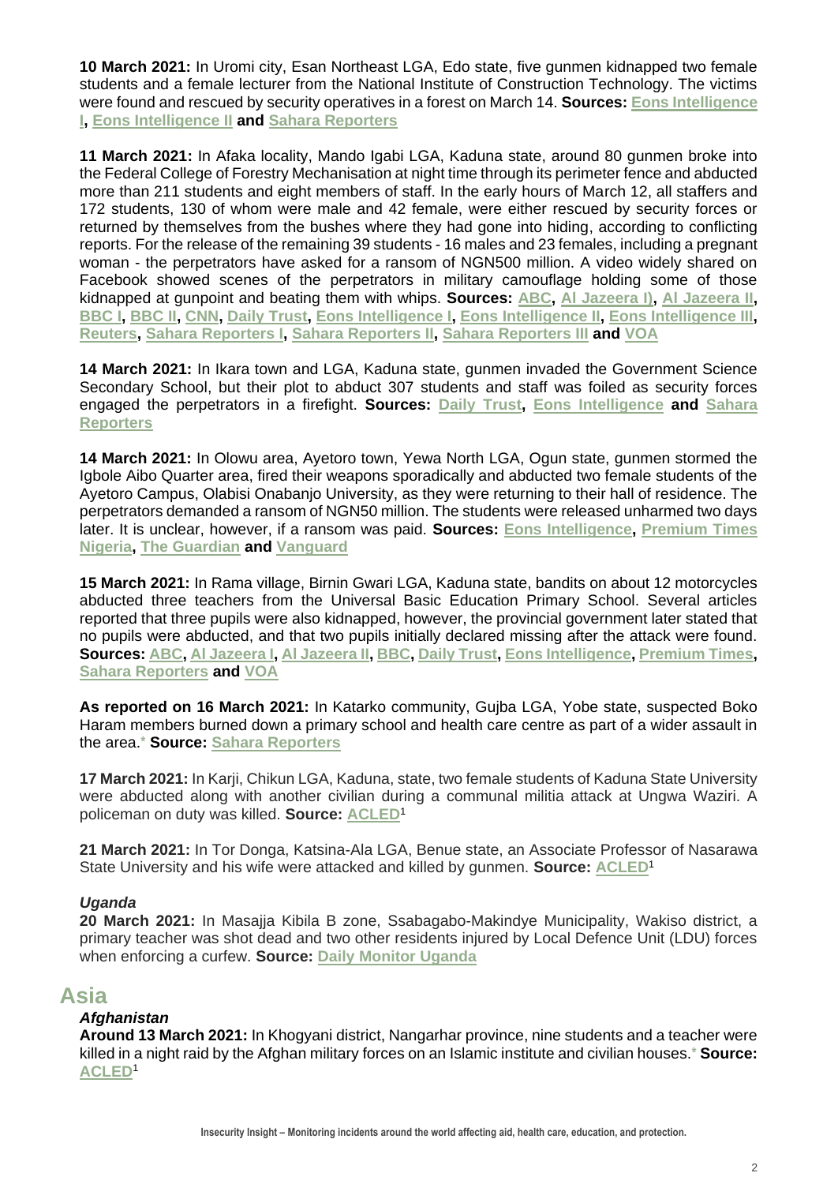**10 March 2021:** In Uromi city, Esan Northeast LGA, Edo state, five gunmen kidnapped two female students and a female lecturer from the National Institute of Construction Technology. The victims were found and rescued by security operatives in a forest on March 14. **Sources: Eons Intelligence I, Eons Intelligence II and Sahara Reporters**

**11 March 2021:** In Afaka locality, Mando Igabi LGA, Kaduna state, around 80 gunmen broke into the Federal College of Forestry Mechanisation at night time through its perimeter fence and abducted more than 211 students and eight members of staff. In the early hours of March 12, all staffers and 172 students, 130 of whom were male and 42 female, were either rescued by security forces or returned by themselves from the bushes where they had gone into hiding, according to conflicting reports. For the release of the remaining 39 students - 16 males and 23 females, including a pregnant woman - the perpetrators have asked for a ransom of NGN500 million. A video widely shared on Facebook showed scenes of the perpetrators in military camouflage holding some of those kidnapped at gunpoint and beating them with whips. **Sources: ABC, Al Jazeera I), Al Jazeera II, BBC I, BBC II, CNN, Daily Trust, Eons Intelligence I, Eons Intelligence II, Eons Intelligence III, Reuters, Sahara Reporters I, Sahara Reporters II, Sahara Reporters III and VOA**

**14 March 2021:** In Ikara town and LGA, Kaduna state, gunmen invaded the Government Science Secondary School, but their plot to abduct 307 students and staff was foiled as security forces engaged the perpetrators in a firefight. **Sources: Daily Trust, Eons Intelligence and Sahara Reporters**

**14 March 2021:** In Olowu area, Ayetoro town, Yewa North LGA, Ogun state, gunmen stormed the Igbole Aibo Quarter area, fired their weapons sporadically and abducted two female students of the Ayetoro Campus, Olabisi Onabanjo University, as they were returning to their hall of residence. The perpetrators demanded a ransom of NGN50 million. The students were released unharmed two days later. It is unclear, however, if a ransom was paid. **Sources: Eons Intelligence, Premium Times Nigeria, The Guardian and Vanguard**

**15 March 2021:** In Rama village, Birnin Gwari LGA, Kaduna state, bandits on about 12 motorcycles abducted three teachers from the Universal Basic Education Primary School. Several articles reported that three pupils were also kidnapped, however, the provincial government later stated that no pupils were abducted, and that two pupils initially declared missing after the attack were found. **Sources: ABC, Al Jazeera I, Al Jazeera II, BBC, Daily Trust, Eons Intelligence, Premium Times, Sahara Reporters and VOA**

**As reported on 16 March 2021:** In Katarko community, Gujba LGA, Yobe state, suspected Boko Haram members burned down a primary school and health care centre as part of a wider assault in the area.* **Source: Sahara Reporters**

**17 March 2021:** In Karji, Chikun LGA, Kaduna, state, two female students of Kaduna State University were abducted along with another civilian during a communal militia attack at Ungwa Waziri. A policeman on duty was killed. **Source: ACLED**[1]

**21 March 2021:** In Tor Donga, Katsina-Ala LGA, Benue state, an Associate Professor of Nasarawa State University and his wife were attacked and killed by gunmen. **Source: ACLED**[1]

### *Uganda*

**20 March 2021:** In Masajja Kibila B zone, Ssabagabo-Makindye Municipality, Wakiso district, a primary teacher was shot dead and two other residents injured by Local Defence Unit (LDU) forces when enforcing a curfew. **Source: Daily Monitor Uganda**

## Asia

### *Afghanistan*

**Around 13 March 2021:** In Khogyani district, Nangarhar province, nine students and a teacher were killed in a night raid by the Afghan military forces on an Islamic institute and civilian houses.* **Source: ACLED**[1]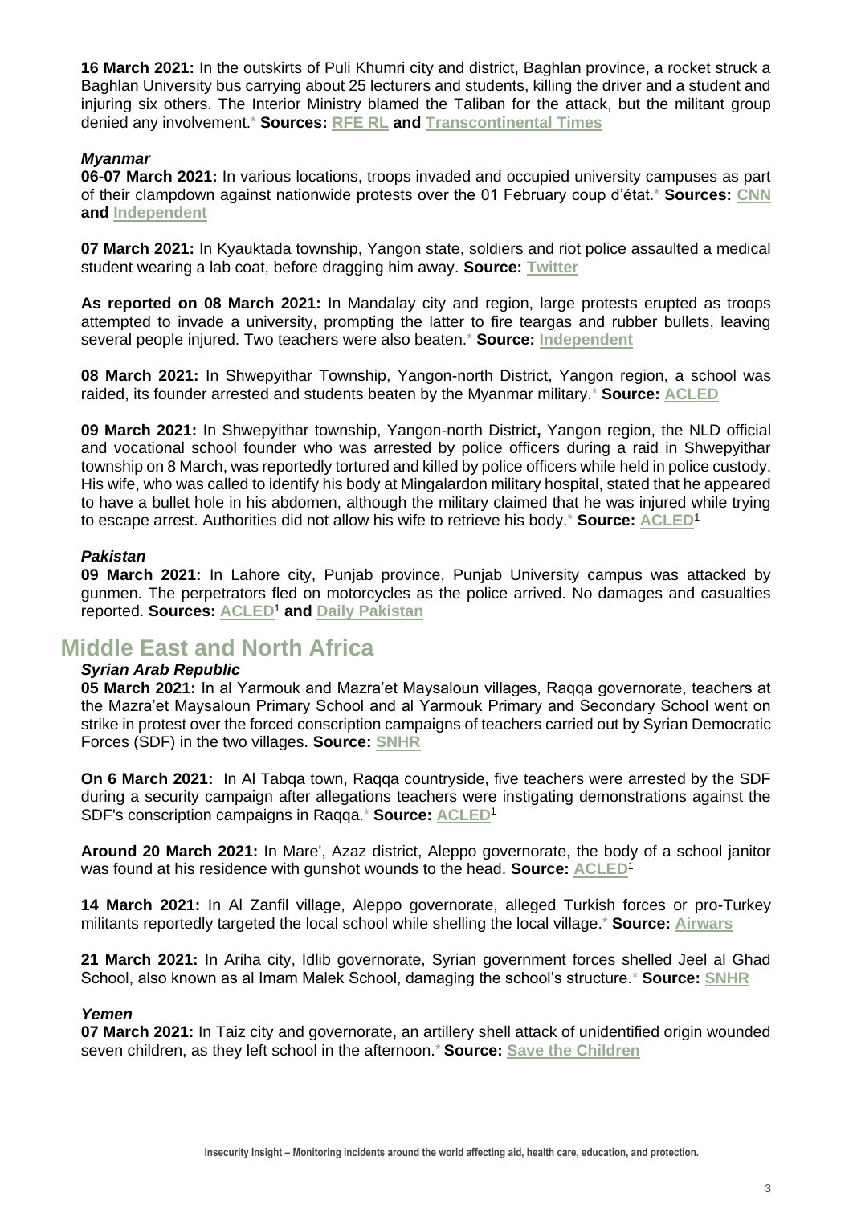**16 March 2021:** In the outskirts of Puli Khumri city and district, Baghlan province, a rocket struck a Baghlan University bus carrying about 25 lecturers and students, killing the driver and a student and injuring six others. The Interior Ministry blamed the Taliban for the attack, but the militant group denied any involvement.* **Sources: RFE RL and Transcontinental Times**

### *Myanmar*

**06-07 March 2021:** In various locations, troops invaded and occupied university campuses as part of their clampdown against nationwide protests over the 01 February coup d'état.* **Sources: CNN and Independent**

**07 March 2021:** In Kyauktada township, Yangon state, soldiers and riot police assaulted a medical student wearing a lab coat, before dragging him away. **Source: Twitter**

**As reported on 08 March 2021:** In Mandalay city and region, large protests erupted as troops attempted to invade a university, prompting the latter to fire teargas and rubber bullets, leaving several people injured. Two teachers were also beaten.* **Source: Independent**

**08 March 2021:** In Shwepyithar Township, Yangon-north District, Yangon region, a school was raided, its founder arrested and students beaten by the Myanmar military.* **Source: ACLED**

**09 March 2021:** In Shwepyithar township, Yangon-north District**,** Yangon region, the NLD official and vocational school founder who was arrested by police officers during a raid in Shwepyithar township on 8 March, was reportedly tortured and killed by police officers while held in police custody. His wife, who was called to identify his body at Mingalardon military hospital, stated that he appeared to have a bullet hole in his abdomen, although the military claimed that he was injured while trying to escape arrest. Authorities did not allow his wife to retrieve his body.* **Source: ACLED**[1]

### *Pakistan*

**09 March 2021:** In Lahore city, Punjab province, Punjab University campus was attacked by gunmen. The perpetrators fled on motorcycles as the police arrived. No damages and casualties reported. **Sources: ACLED**[1] **and Daily Pakistan**

## Middle East and North Africa

### *Syrian Arab Republic*

**05 March 2021:** In al Yarmouk and Mazra'et Maysaloun villages, Raqqa governorate, teachers at the Mazra'et Maysaloun Primary School and al Yarmouk Primary and Secondary School went on strike in protest over the forced conscription campaigns of teachers carried out by Syrian Democratic Forces (SDF) in the two villages. **Source: SNHR**

**On 6 March 2021:** In Al Tabqa town, Raqqa countryside, five teachers were arrested by the SDF during a security campaign after allegations teachers were instigating demonstrations against the SDF's conscription campaigns in Raqqa.* **Source: ACLED**[1]

**Around 20 March 2021:** In Mare', Azaz district, Aleppo governorate, the body of a school janitor was found at his residence with gunshot wounds to the head. **Source: ACLED**[1]

**14 March 2021:** In Al Zanfil village, Aleppo governorate, alleged Turkish forces or pro-Turkey militants reportedly targeted the local school while shelling the local village.* **Source: Airwars**

**21 March 2021:** In Ariha city, Idlib governorate, Syrian government forces shelled Jeel al Ghad School, also known as al Imam Malek School, damaging the school's structure.* **Source: SNHR**

### *Yemen*

**07 March 2021:** In Taiz city and governorate, an artillery shell attack of unidentified origin wounded seven children, as they left school in the afternoon.* **Source: Save the Children**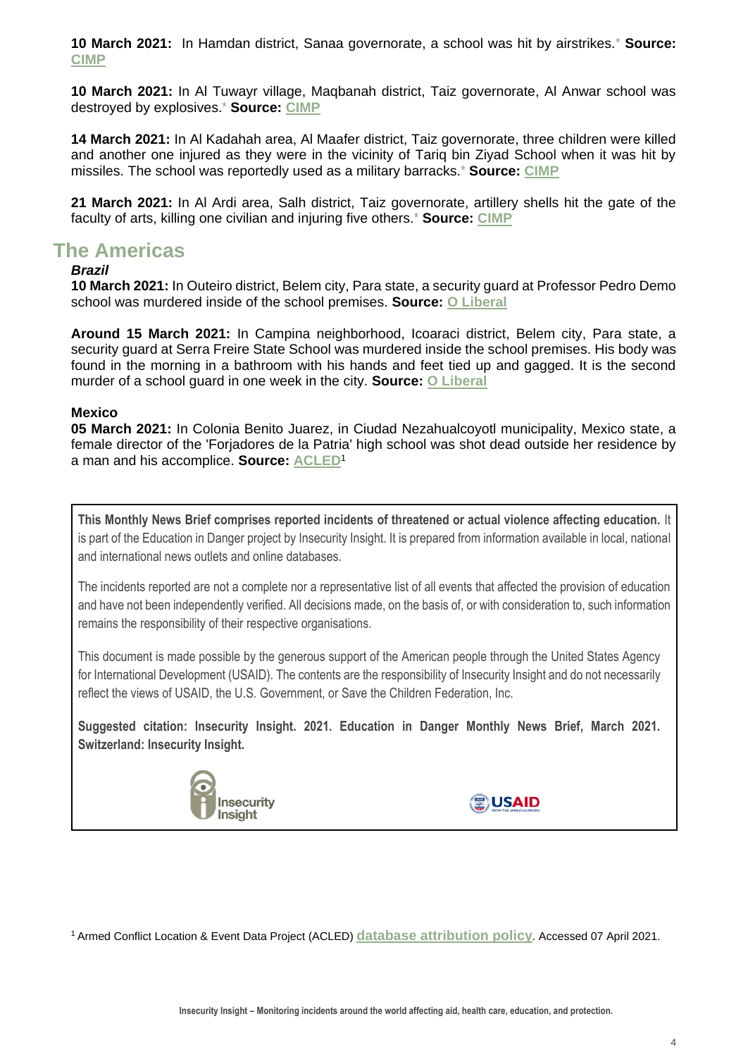**10 March 2021:** In Hamdan district, Sanaa governorate, a school was hit by airstrikes.* **Source:** CIMP

**10 March 2021:** In Al Tuwayr village, Maqbanah district, Taiz governorate, Al Anwar school was destroyed by explosives.* **Source:** CIMP

**14 March 2021:** In Al Kadahah area, Al Maafer district, Taiz governorate, three children were killed and another one injured as they were in the vicinity of Tariq bin Ziyad School when it was hit by missiles. The school was reportedly used as a military barracks.* **Source:** CIMP

**21 March 2021:** In Al Ardi area, Salh district, Taiz governorate, artillery shells hit the gate of the faculty of arts, killing one civilian and injuring five others.* **Source:** CIMP

## The Americas

***Brazil***

**10 March 2021:** In Outeiro district, Belem city, Para state, a security guard at Professor Pedro Demo school was murdered inside of the school premises. **Source:** O Liberal

**Around 15 March 2021:** In Campina neighborhood, Icoaraci district, Belem city, Para state, a security guard at Serra Freire State School was murdered inside the school premises. His body was found in the morning in a bathroom with his hands and feet tied up and gagged. It is the second murder of a school guard in one week in the city. **Source:** O Liberal

**Mexico**

**05 March 2021:** In Colonia Benito Juarez, in Ciudad Nezahualcoyotl municipality, Mexico state, a female director of the 'Forjadores de la Patria' high school was shot dead outside her residence by a man and his accomplice. **Source:** ACLED[1]

**This Monthly News Brief comprises reported incidents of threatened or actual violence affecting education.** It is part of the Education in Danger project by Insecurity Insight. It is prepared from information available in local, national and international news outlets and online databases.

The incidents reported are not a complete nor a representative list of all events that affected the provision of education and have not been independently verified. All decisions made, on the basis of, or with consideration to, such information remains the responsibility of their respective organisations.

This document is made possible by the generous support of the American people through the United States Agency for International Development (USAID). The contents are the responsibility of Insecurity Insight and do not necessarily reflect the views of USAID, the U.S. Government, or Save the Children Federation, Inc.

**Suggested citation: Insecurity Insight. 2021. Education in Danger Monthly News Brief, March 2021. Switzerland: Insecurity Insight.**

Insecurity Insight

USAID FROM THE AMERICAN PEOPLE

[1] Armed Conflict Location & Event Data Project (ACLED) database attribution policy. Accessed 07 April 2021.